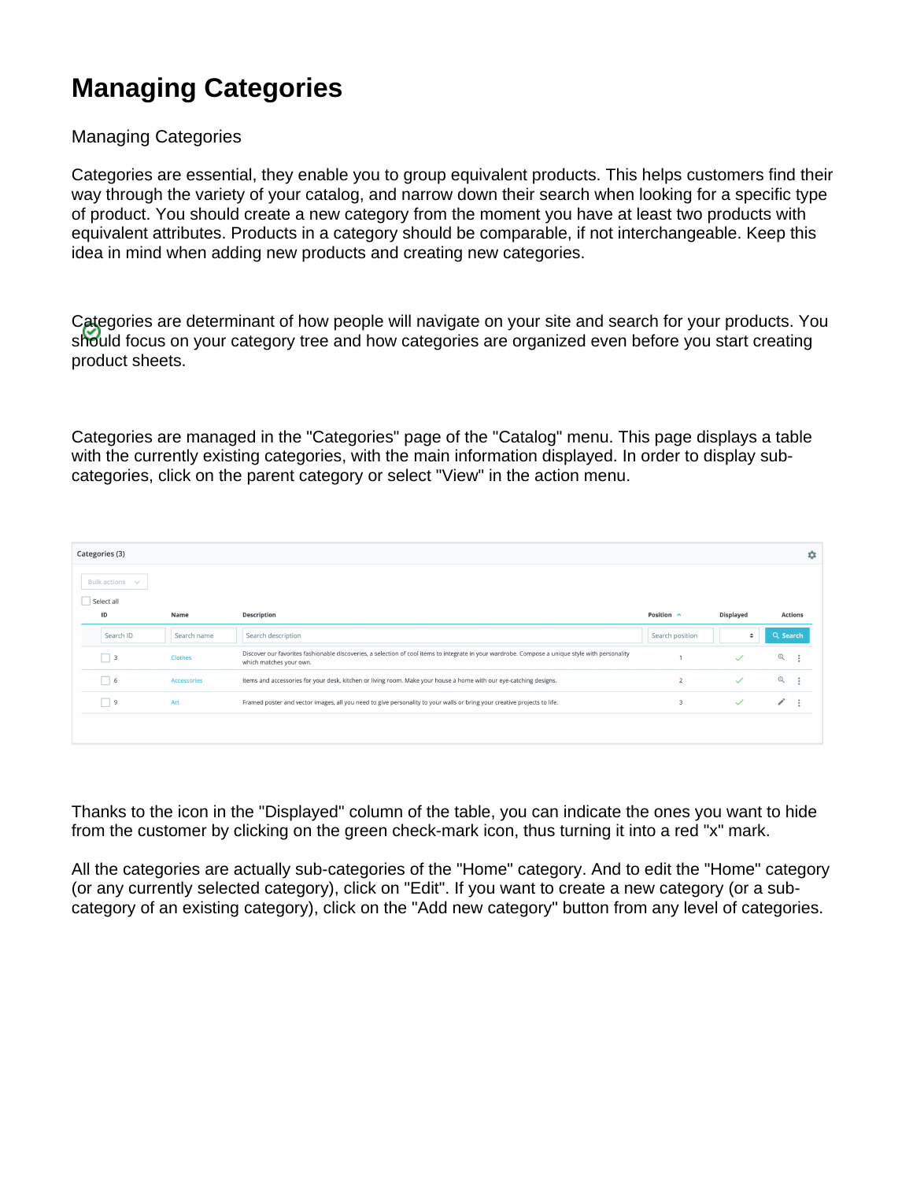# Managing Categories

Managing Categories

Categories are essential, they enable you to group equivalent products. This helps customers find their way through the variety of your catalog, and narrow down their search when looking for a specific type of product. You should create a new category from the moment you have at least two products with equivalent attributes. Products in a category should be comparable, if not interchangeable. Keep this idea in mind when adding new products and creating new categories.

Categories are determinant of how people will navigate on your site and search for your products. You should focus on your category tree and how categories are organized even before you start creating product sheets.

Categories are managed in the "Categories" page of the "Catalog" menu. This page displays a table with the currently existing categories, with the main information displayed. In order to display sub-categories, click on the parent category or select "View" in the action menu.

Categories (3)

Bulk actions

Select all

| ID | Name | Description | Position | Displayed | Actions |
|---|---|---|---|---|---|
| Search ID | Search name | Search description | Search position | | Search |
| 3 | Clothes | Discover our favorites fashionable discoveries, a selection of cool items to integrate in your wardrobe. Compose a unique style with personality which matches your own. | 1 | ✓ | |
| 6 | Accessories | Items and accessories for your desk, kitchen or living room. Make your house a home with our eye-catching designs. | 2 | ✓ | |
| 9 | Art | Framed poster and vector images, all you need to give personality to your walls or bring your creative projects to life. | 3 | ✓ | |

Thanks to the icon in the "Displayed" column of the table, you can indicate the ones you want to hide from the customer by clicking on the green check-mark icon, thus turning it into a red "x" mark.

All the categories are actually sub-categories of the "Home" category. And to edit the "Home" category (or any currently selected category), click on "Edit". If you want to create a new category (or a sub-category of an existing category), click on the "Add new category" button from any level of categories.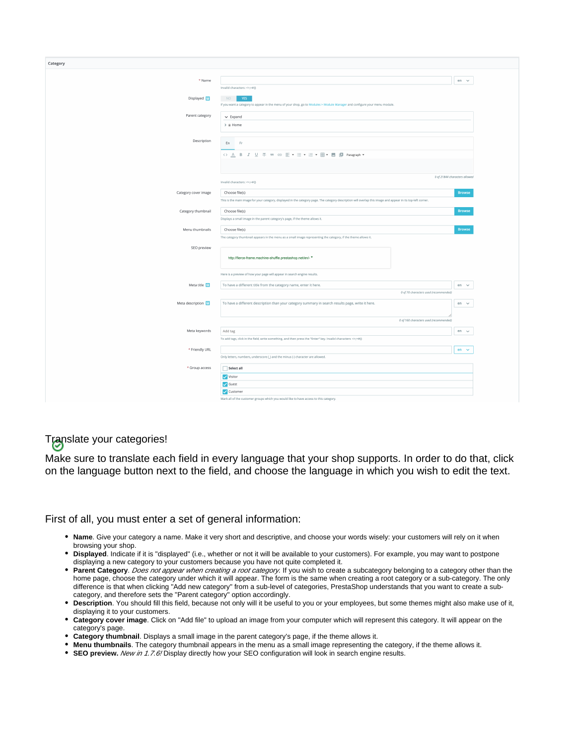Translate your categories!

Make sure to translate each field in every language that your shop supports. In order to do that, click on the language button next to the field, and choose the language in which you wish to edit the text.

First of all, you must enter a set of general information:

- **Name**. Give your category a name. Make it very short and descriptive, and choose your words wisely: your customers will rely on it when browsing your shop.
- **Displayed**. Indicate if it is "displayed" (i.e., whether or not it will be available to your customers). For example, you may want to postpone displaying a new category to your customers because you have not quite completed it.
- **Parent Category**. *Does not appear when creating a root category.* If you wish to create a subcategory belonging to a category other than the home page, choose the category under which it will appear. The form is the same when creating a root category or a sub-category. The only difference is that when clicking "Add new category" from a sub-level of categories, PrestaShop understands that you want to create a sub-category, and therefore sets the "Parent category" option accordingly.
- **Description**. You should fill this field, because not only will it be useful to you or your employees, but some themes might also make use of it, displaying it to your customers.
- **Category cover image**. Click on "Add file" to upload an image from your computer which will represent this category. It will appear on the category's page.
- **Category thumbnail**. Displays a small image in the parent category's page, if the theme allows it.
- **Menu thumbnails**. The category thumbnail appears in the menu as a small image representing the category, if the theme allows it.
- **SEO preview.** *New in 1.7.6!* Display directly how your SEO configuration will look in search engine results.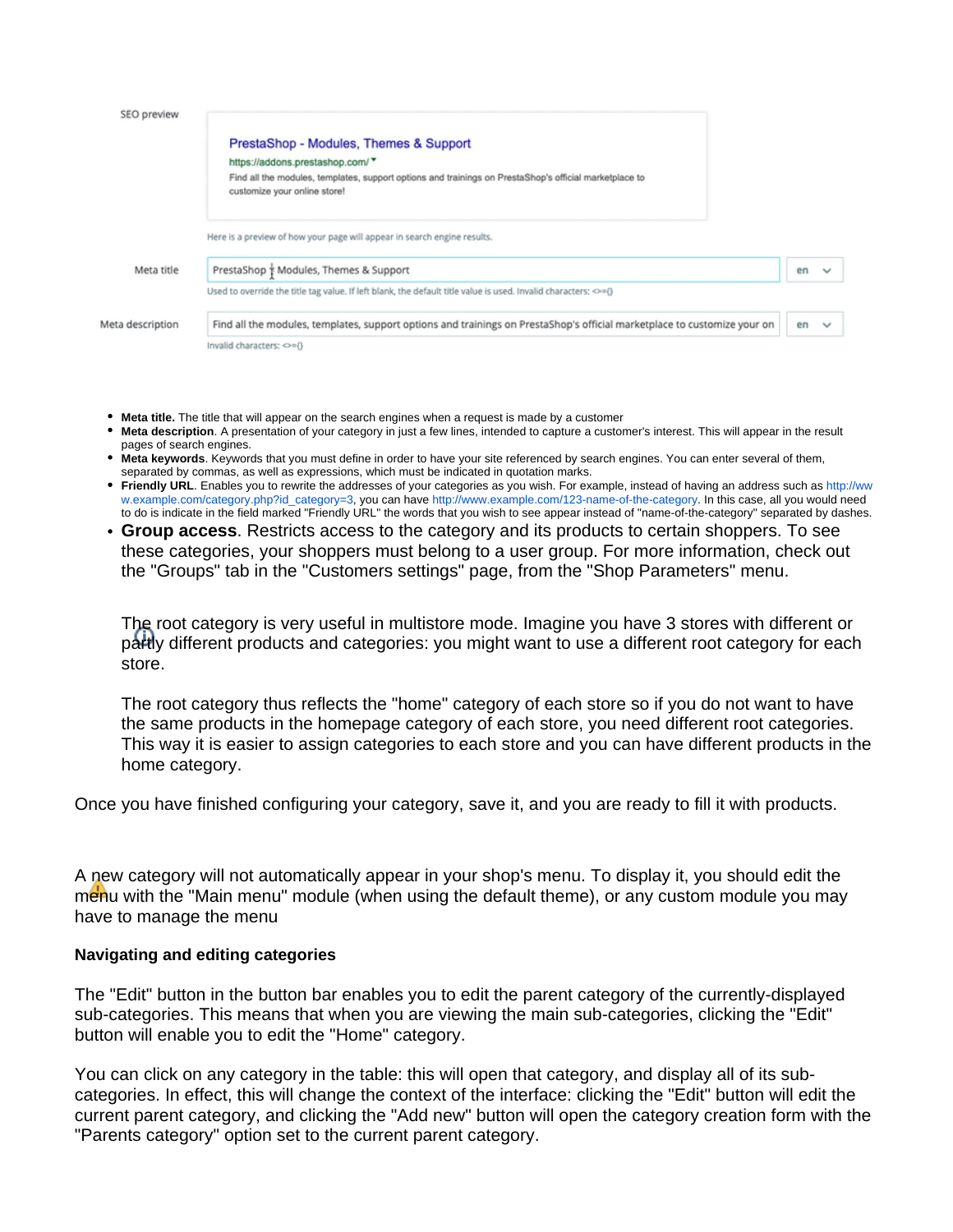SEO preview

PrestaShop - Modules, Themes & Support
https://addons.prestashop.com/
Find all the modules, templates, support options and trainings on PrestaShop's official marketplace to customize your online store!

Here is a preview of how your page will appear in search engine results.

Meta title: PrestaShop - Modules, Themes & Support (en)
Used to override the title tag value. If left blank, the default title value is used. Invalid characters: <>={}

Meta description: Find all the modules, templates, support options and trainings on PrestaShop's official marketplace to customize your on (en)
Invalid characters: <>={}

- **Meta title.** The title that will appear on the search engines when a request is made by a customer
- **Meta description**. A presentation of your category in just a few lines, intended to capture a customer's interest. This will appear in the result pages of search engines.
- **Meta keywords**. Keywords that you must define in order to have your site referenced by search engines. You can enter several of them, separated by commas, as well as expressions, which must be indicated in quotation marks.
- **Friendly URL**. Enables you to rewrite the addresses of your categories as you wish. For example, instead of having an address such as http://www.example.com/category.php?id_category=3, you can have http://www.example.com/123-name-of-the-category. In this case, all you would need to do is indicate in the field marked "Friendly URL" the words that you wish to see appear instead of "name-of-the-category" separated by dashes.
- **Group access**. Restricts access to the category and its products to certain shoppers. To see these categories, your shoppers must belong to a user group. For more information, check out the "Groups" tab in the "Customers settings" page, from the "Shop Parameters" menu.

> The root category is very useful in multistore mode. Imagine you have 3 stores with different or partly different products and categories: you might want to use a different root category for each store.
>
> The root category thus reflects the "home" category of each store so if you do not want to have the same products in the homepage category of each store, you need different root categories. This way it is easier to assign categories to each store and you can have different products in the home category.

Once you have finished configuring your category, save it, and you are ready to fill it with products.

> A new category will not automatically appear in your shop's menu. To display it, you should edit the menu with the "Main menu" module (when using the default theme), or any custom module you may have to manage the menu

#### Navigating and editing categories

The "Edit" button in the button bar enables you to edit the parent category of the currently-displayed sub-categories. This means that when you are viewing the main sub-categories, clicking the "Edit" button will enable you to edit the "Home" category.

You can click on any category in the table: this will open that category, and display all of its sub-categories. In effect, this will change the context of the interface: clicking the "Edit" button will edit the current parent category, and clicking the "Add new" button will open the category creation form with the "Parents category" option set to the current parent category.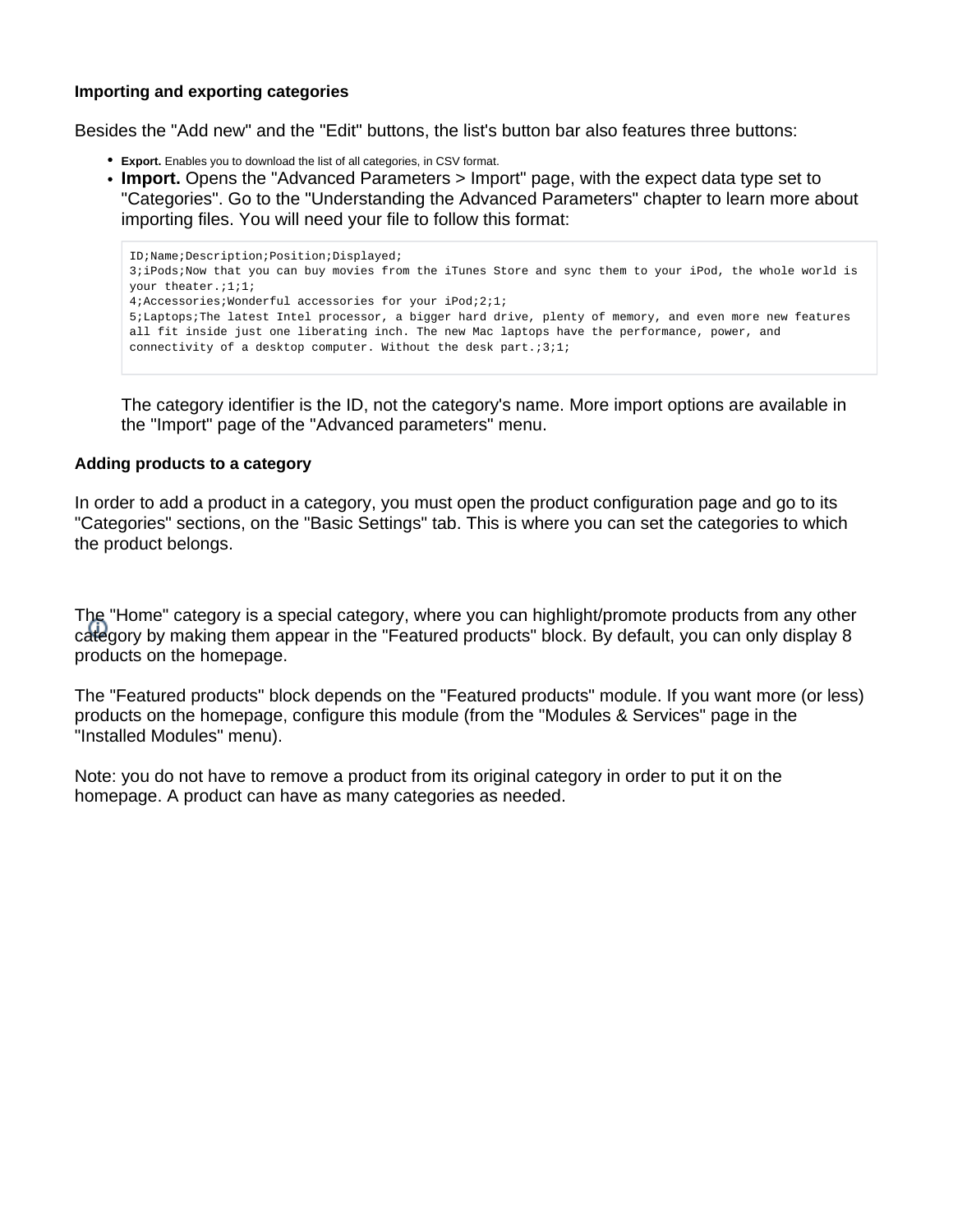**Importing and exporting categories**

Besides the "Add new" and the "Edit" buttons, the list's button bar also features three buttons:

- **Export.** Enables you to download the list of all categories, in CSV format.
- **Import.** Opens the "Advanced Parameters > Import" page, with the expect data type set to "Categories". Go to the "Understanding the Advanced Parameters" chapter to learn more about importing files. You will need your file to follow this format:

```
ID;Name;Description;Position;Displayed;
3;iPods;Now that you can buy movies from the iTunes Store and sync them to your iPod, the whole world is
your theater.;1;1;
4;Accessories;Wonderful accessories for your iPod;2;1;
5;Laptops;The latest Intel processor, a bigger hard drive, plenty of memory, and even more new features
all fit inside just one liberating inch. The new Mac laptops have the performance, power, and
connectivity of a desktop computer. Without the desk part.;3;1;
```

The category identifier is the ID, not the category's name. More import options are available in the "Import" page of the "Advanced parameters" menu.

**Adding products to a category**

In order to add a product in a category, you must open the product configuration page and go to its "Categories" sections, on the "Basic Settings" tab. This is where you can set the categories to which the product belongs.

The "Home" category is a special category, where you can highlight/promote products from any other category by making them appear in the "Featured products" block. By default, you can only display 8 products on the homepage.

The "Featured products" block depends on the "Featured products" module. If you want more (or less) products on the homepage, configure this module (from the "Modules & Services" page in the "Installed Modules" menu).

Note: you do not have to remove a product from its original category in order to put it on the homepage. A product can have as many categories as needed.